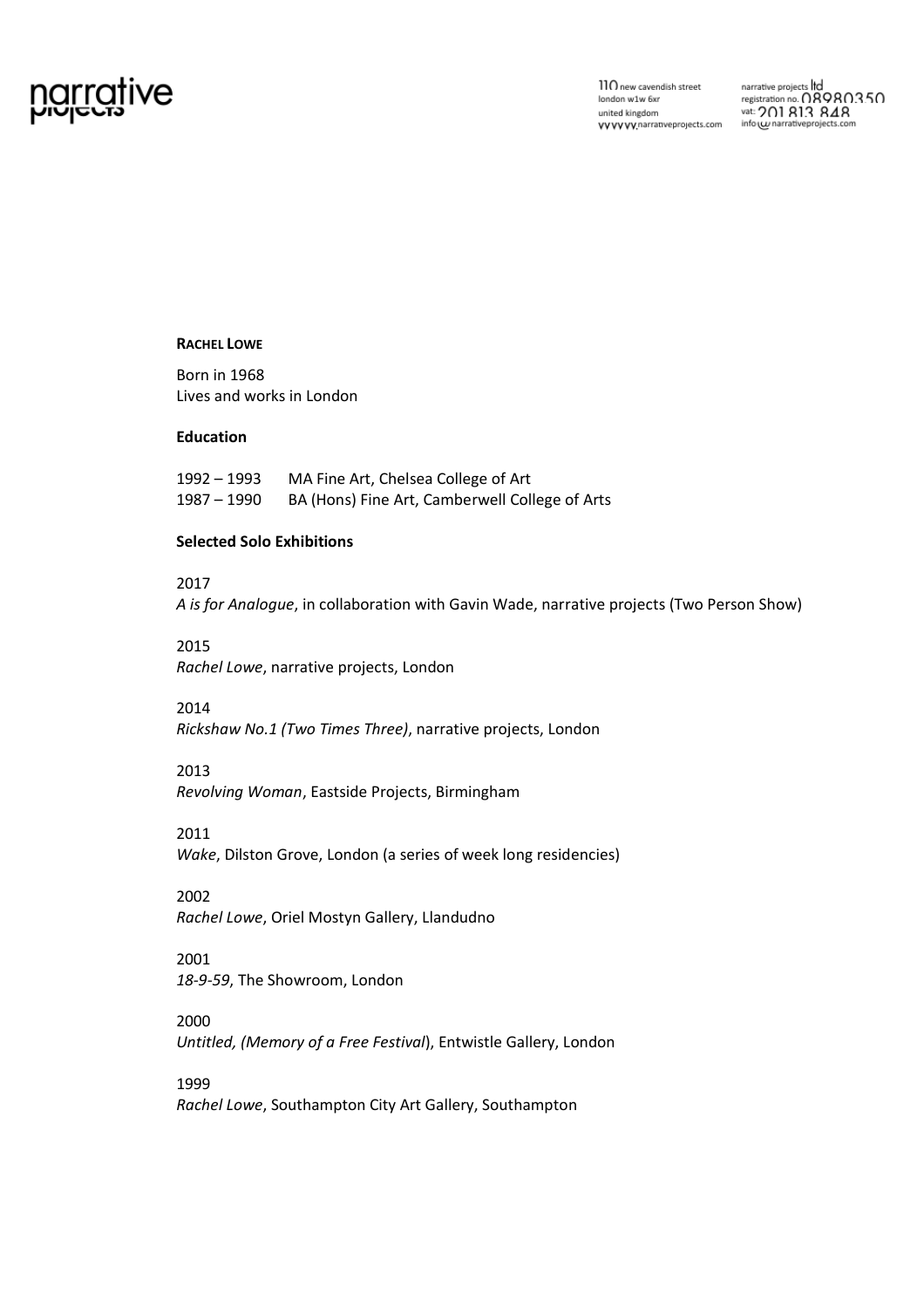**RACHEL LOWE**

Born in 1968
Lives and works in London

**Education**

1992 – 1993 MA Fine Art, Chelsea College of Art
1987 – 1990 BA (Hons) Fine Art, Camberwell College of Arts

**Selected Solo Exhibitions**

2017
*A is for Analogue*, in collaboration with Gavin Wade, narrative projects (Two Person Show)

2015
*Rachel Lowe*, narrative projects, London

2014
*Rickshaw No.1 (Two Times Three)*, narrative projects, London

2013
*Revolving Woman*, Eastside Projects, Birmingham

2011
*Wake*, Dilston Grove, London (a series of week long residencies)

2002
*Rachel Lowe*, Oriel Mostyn Gallery, Llandudno

2001
*18-9-59*, The Showroom, London

2000
*Untitled, (Memory of a Free Festival*), Entwistle Gallery, London

1999
*Rachel Lowe*, Southampton City Art Gallery, Southampton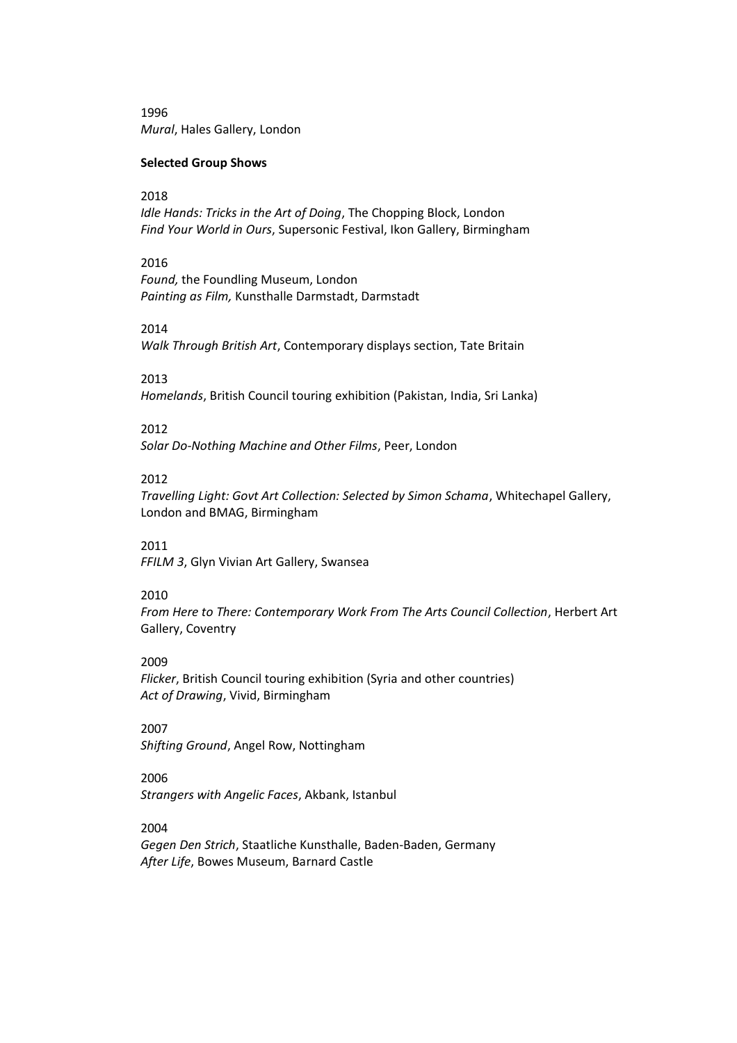1996
*Mural*, Hales Gallery, London

**Selected Group Shows**

2018
*Idle Hands: Tricks in the Art of Doing*, The Chopping Block, London
*Find Your World in Ours*, Supersonic Festival, Ikon Gallery, Birmingham

2016
*Found,* the Foundling Museum, London
*Painting as Film,* Kunsthalle Darmstadt, Darmstadt

2014
*Walk Through British Art*, Contemporary displays section, Tate Britain

2013
*Homelands*, British Council touring exhibition (Pakistan, India, Sri Lanka)

2012
*Solar Do-Nothing Machine and Other Films*, Peer, London

2012
*Travelling Light: Govt Art Collection: Selected by Simon Schama*, Whitechapel Gallery, London and BMAG, Birmingham

2011
*FFILM 3*, Glyn Vivian Art Gallery, Swansea

2010
*From Here to There: Contemporary Work From The Arts Council Collection*, Herbert Art Gallery, Coventry

2009
*Flicker*, British Council touring exhibition (Syria and other countries)
*Act of Drawing*, Vivid, Birmingham

2007
*Shifting Ground*, Angel Row, Nottingham

2006
*Strangers with Angelic Faces*, Akbank, Istanbul

2004
*Gegen Den Strich*, Staatliche Kunsthalle, Baden-Baden, Germany
*After Life*, Bowes Museum, Barnard Castle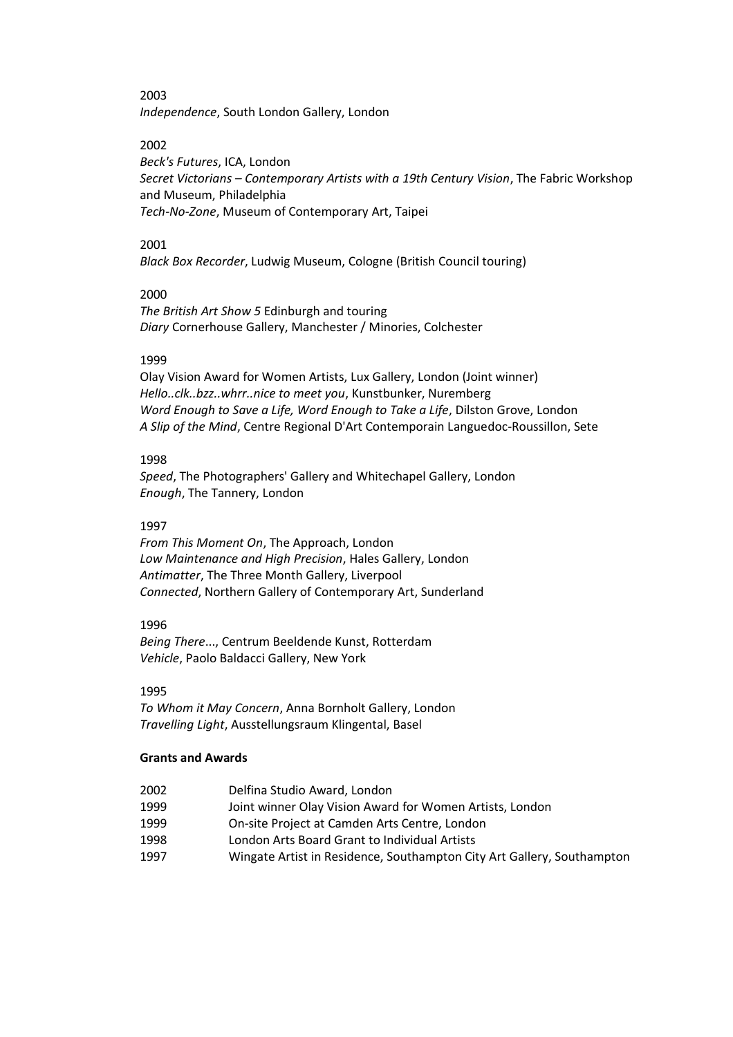2003
*Independence*, South London Gallery, London

2002
*Beck's Futures*, ICA, London
*Secret Victorians – Contemporary Artists with a 19th Century Vision*, The Fabric Workshop and Museum, Philadelphia
*Tech-No-Zone*, Museum of Contemporary Art, Taipei

2001
*Black Box Recorder*, Ludwig Museum, Cologne (British Council touring)

2000
*The British Art Show 5* Edinburgh and touring
*Diary* Cornerhouse Gallery, Manchester / Minories, Colchester

1999
Olay Vision Award for Women Artists, Lux Gallery, London (Joint winner)
*Hello..clk..bzz..whrr..nice to meet you*, Kunstbunker, Nuremberg
*Word Enough to Save a Life, Word Enough to Take a Life*, Dilston Grove, London
*A Slip of the Mind*, Centre Regional D'Art Contemporain Languedoc-Roussillon, Sete

1998
*Speed*, The Photographers' Gallery and Whitechapel Gallery, London
*Enough*, The Tannery, London

1997
*From This Moment On*, The Approach, London
*Low Maintenance and High Precision*, Hales Gallery, London
*Antimatter*, The Three Month Gallery, Liverpool
*Connected*, Northern Gallery of Contemporary Art, Sunderland

1996
*Being There*..., Centrum Beeldende Kunst, Rotterdam
*Vehicle*, Paolo Baldacci Gallery, New York

1995
*To Whom it May Concern*, Anna Bornholt Gallery, London
*Travelling Light*, Ausstellungsraum Klingental, Basel

**Grants and Awards**

| | |
|---|---|
| 2002 | Delfina Studio Award, London |
| 1999 | Joint winner Olay Vision Award for Women Artists, London |
| 1999 | On-site Project at Camden Arts Centre, London |
| 1998 | London Arts Board Grant to Individual Artists |
| 1997 | Wingate Artist in Residence, Southampton City Art Gallery, Southampton |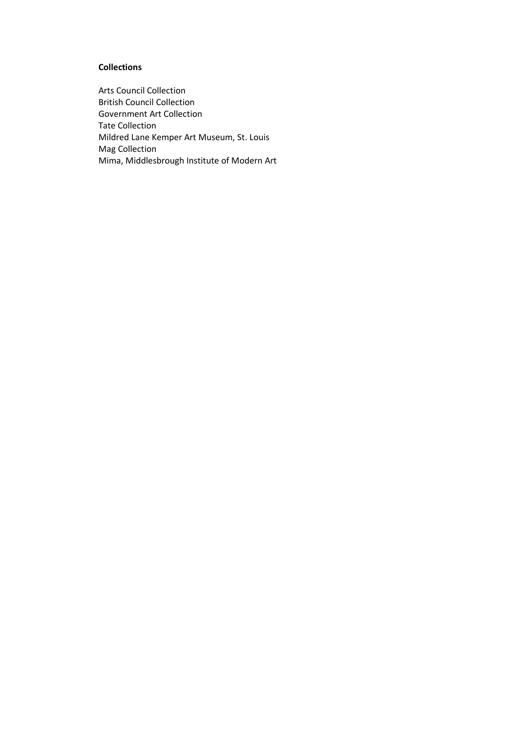**Collections**

Arts Council Collection
British Council Collection
Government Art Collection
Tate Collection
Mildred Lane Kemper Art Museum, St. Louis
Mag Collection
Mima, Middlesbrough Institute of Modern Art